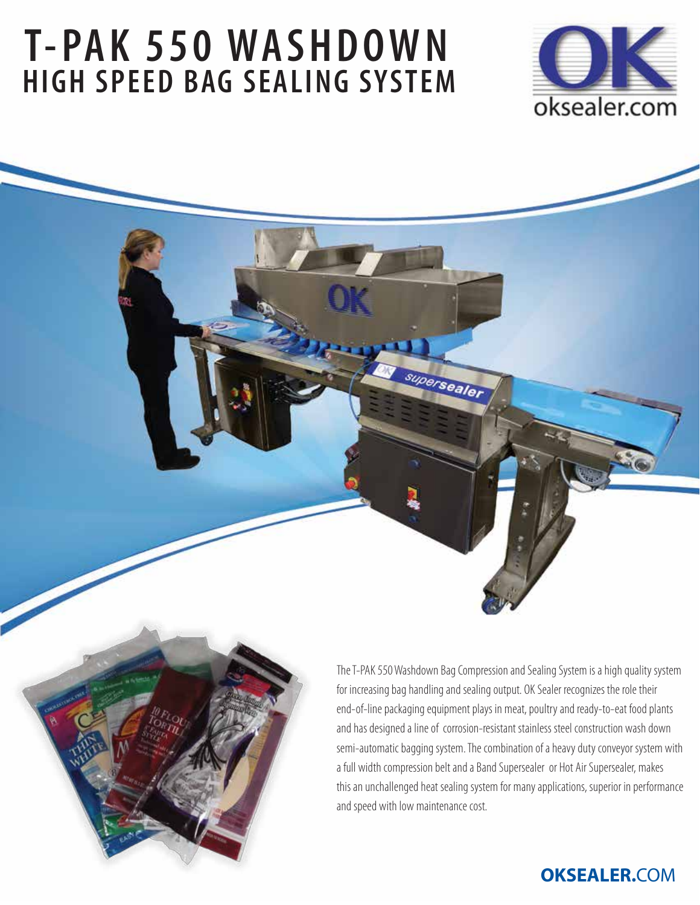# T-PAK 550 WASHDOWN
## HIGH SPEED BAG SEALING SYSTEM

oksealer.com

The T-PAK 550 Washdown Bag Compression and Sealing System is a high quality system for increasing bag handling and sealing output. OK Sealer recognizes the role their end-of-line packaging equipment plays in meat, poultry and ready-to-eat food plants and has designed a line of corrosion-resistant stainless steel construction wash down semi-automatic bagging system. The combination of a heavy duty conveyor system with a full width compression belt and a Band Supersealer or Hot Air Supersealer, makes this an unchallenged heat sealing system for many applications, superior in performance and speed with low maintenance cost.

**OKSEALER.**COM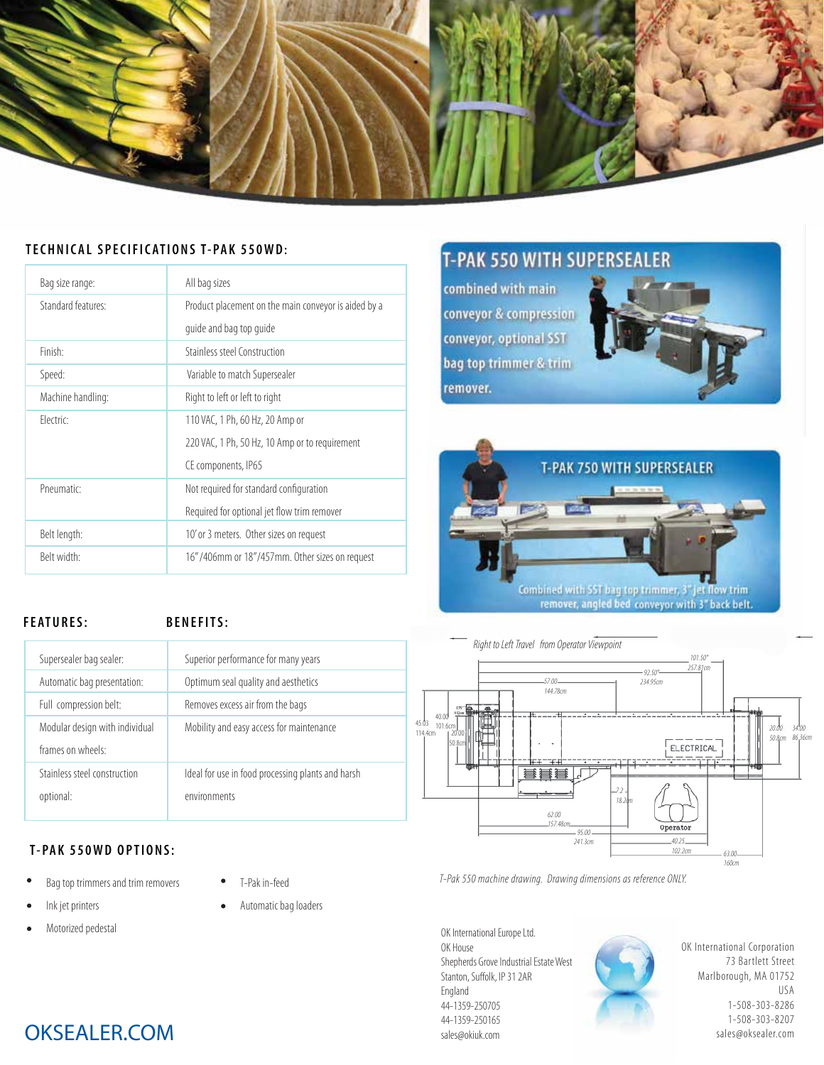## TECHNICAL SPECIFICATIONS T-PAK 550WD:

| | |
|---|---|
| Bag size range: | All bag sizes |
| Standard features: | Product placement on the main conveyor is aided by a guide and bag top guide |
| Finish: | Stainless steel Construction |
| Speed: | Variable to match Supersealer |
| Machine handling: | Right to left or left to right |
| Electric: | 110 VAC, 1 Ph, 60 Hz, 20 Amp or<br>220 VAC, 1 Ph, 50 Hz, 10 Amp or to requirement<br>CE components, IP65 |
| Pneumatic: | Not required for standard configuration<br>Required for optional jet flow trim remover |
| Belt length: | 10' or 3 meters. Other sizes on request |
| Belt width: | 16"/406mm or 18"/457mm. Other sizes on request |

## FEATURES: / BENEFITS:

| | |
|---|---|
| Supersealer bag sealer: | Superior performance for many years |
| Automatic bag presentation: | Optimum seal quality and aesthetics |
| Full compression belt: | Removes excess air from the bags |
| Modular design with individual frames on wheels: | Mobility and easy access for maintenance |
| Stainless steel construction optional: | Ideal for use in food processing plants and harsh environments |

## T-PAK 550WD OPTIONS:

- Bag top trimmers and trim removers
- Ink jet printers
- Motorized pedestal
- T-Pak in-feed
- Automatic bag loaders

**T-PAK 550 WITH SUPERSEALER**

combined with main conveyor & compression conveyor, optional SST bag top trimmer & trim remover.

**T-PAK 750 WITH SUPERSEALER**

Combined with SST bag top trimmer, 3" jet flow trim remover, angled bed conveyor with 3" back belt.

Right to Left Travel from Operator Viewpoint

101.50" 257.81cm
92.50" 234.95cm
57.00 144.78cm
45.03 114.4cm
40.00 101.6cm
20.00 50.8cm
ELECTRICAL
20.00 50.8cm
34.00 86.36cm
7.2 18.2cm
62.00 157.48cm
95.00 241.3cm
Operator
40.25 102.2cm
63.00 160cm

*T-Pak 550 machine drawing. Drawing dimensions as reference ONLY.*

OK International Europe Ltd.
OK House
Shepherds Grove Industrial Estate West
Stanton, Suffolk, IP 31 2AR
England
44-1359-250705
44-1359-250165
sales@okiuk.com

OK International Corporation
73 Bartlett Street
Marlborough, MA 01752
USA
1-508-303-8286
1-508-303-8207
sales@oksealer.com

OKSEALER.COM